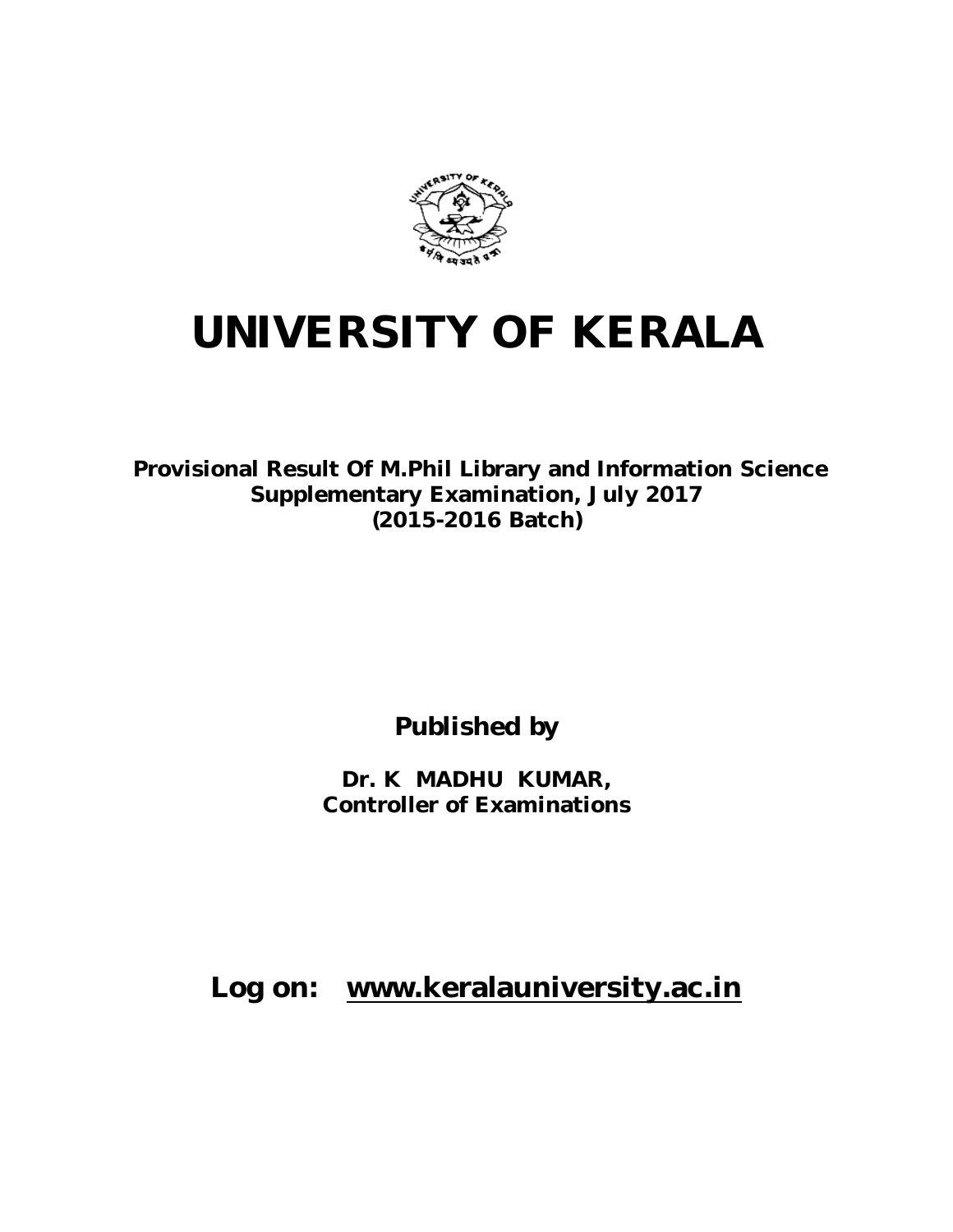# UNIVERSITY OF KERALA

**Provisional Result Of M.Phil Library and Information Science Supplementary Examination, July 2017 (2015-2016 Batch)**

**Published by**

**Dr. K MADHU KUMAR,**
**Controller of Examinations**

**Log on: www.keralauniversity.ac.in**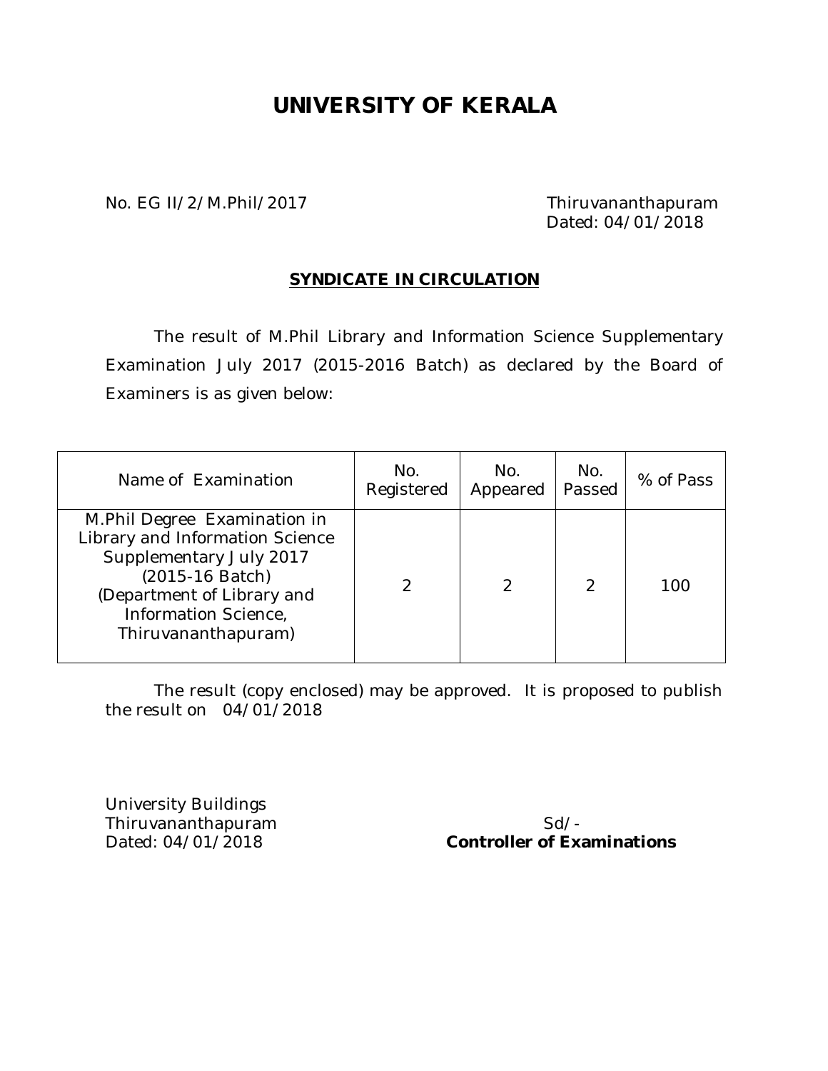# UNIVERSITY OF KERALA

No. EG II/2/M.Phil/2017

Thiruvananthapuram
Dated: 04/01/2018

**SYNDICATE IN CIRCULATION**

The result of M.Phil Library and Information Science Supplementary Examination July 2017 (2015-2016 Batch) as declared by the Board of Examiners is as given below:

| Name of Examination | No. Registered | No. Appeared | No. Passed | % of Pass |
|---|---|---|---|---|
| M.Phil Degree Examination in Library and Information Science Supplementary July 2017 (2015-16 Batch) (Department of Library and Information Science, Thiruvananthapuram) | 2 | 2 | 2 | 100 |

The result (copy enclosed) may be approved. It is proposed to publish the result on 04/01/2018

University Buildings
Thiruvananthapuram
Dated: 04/01/2018

Sd/-
**Controller of Examinations**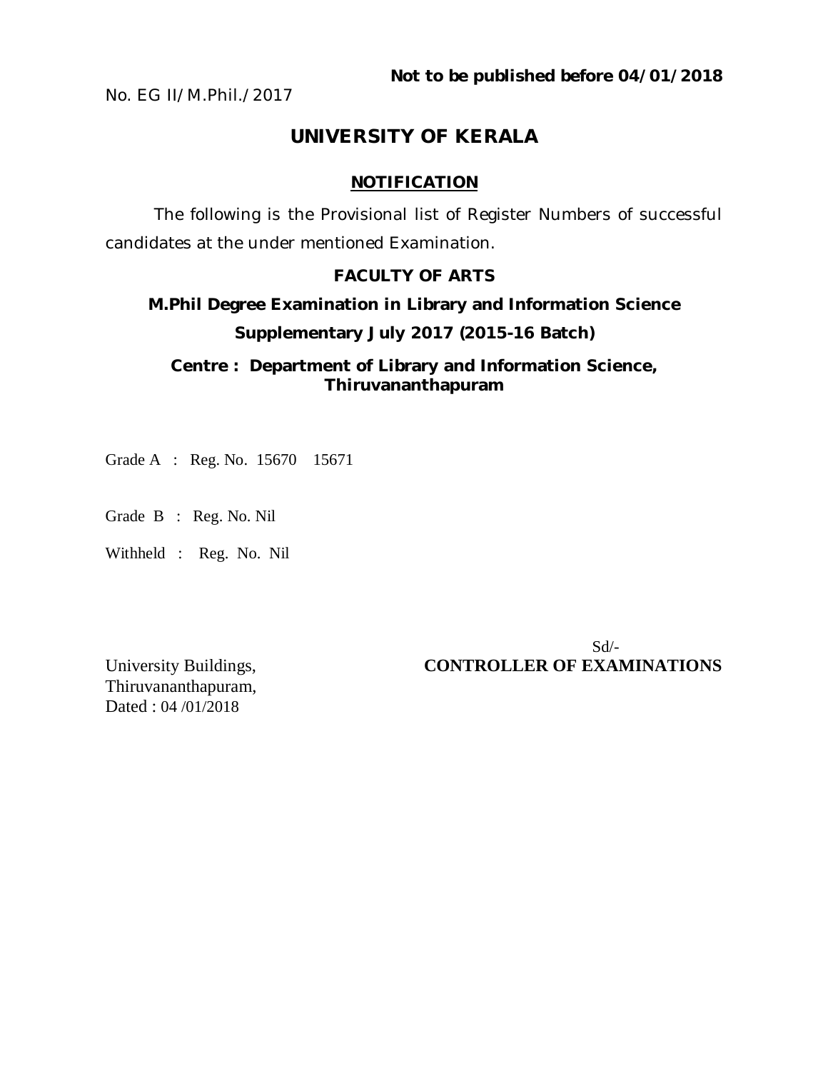**Not to be published before 04/01/2018**

No. EG II/M.Phil./2017

# UNIVERSITY OF KERALA

## NOTIFICATION

The following is the Provisional list of Register Numbers of successful candidates at the under mentioned Examination.

**FACULTY OF ARTS**

**M.Phil Degree Examination in Library and Information Science**

**Supplementary July 2017 (2015-16 Batch)**

**Centre : Department of Library and Information Science, Thiruvananthapuram**

Grade A : Reg. No. 15670 15671

Grade B : Reg. No. Nil

Withheld : Reg. No. Nil

Sd/-

**CONTROLLER OF EXAMINATIONS**

University Buildings,
Thiruvananthapuram,
Dated : 04 /01/2018